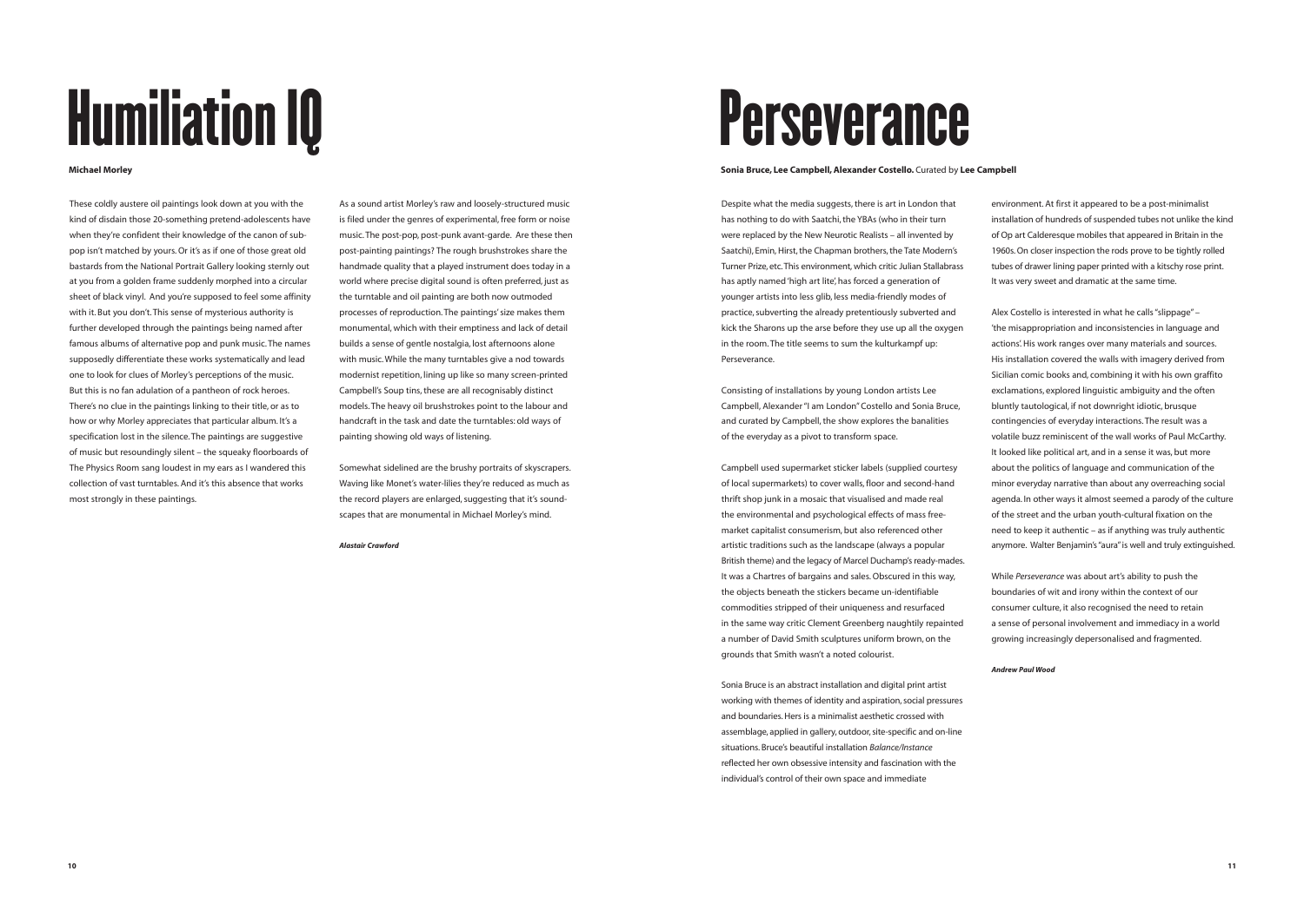# Humiliation IQ

**Michael Morley**

These coldly austere oil paintings look down at you with the kind of disdain those 20-something pretend-adolescents have when they're confident their knowledge of the canon of sub-pop isn't matched by yours. Or it's as if one of those great old bastards from the National Portrait Gallery looking sternly out at you from a golden frame suddenly morphed into a circular sheet of black vinyl. And you're supposed to feel some affinity with it. But you don't. This sense of mysterious authority is further developed through the paintings being named after famous albums of alternative pop and punk music. The names supposedly differentiate these works systematically and lead one to look for clues of Morley's perceptions of the music. But this is no fan adulation of a pantheon of rock heroes. There's no clue in the paintings linking to their title, or as to how or why Morley appreciates that particular album. It's a specification lost in the silence. The paintings are suggestive of music but resoundingly silent – the squeaky floorboards of The Physics Room sang loudest in my ears as I wandered this collection of vast turntables. And it's this absence that works most strongly in these paintings.

As a sound artist Morley's raw and loosely-structured music is filed under the genres of experimental, free form or noise music. The post-pop, post-punk avant-garde. Are these then post-painting paintings? The rough brushstrokes share the handmade quality that a played instrument does today in a world where precise digital sound is often preferred, just as the turntable and oil painting are both now outmoded processes of reproduction. The paintings' size makes them monumental, which with their emptiness and lack of detail builds a sense of gentle nostalgia, lost afternoons alone with music. While the many turntables give a nod towards modernist repetition, lining up like so many screen-printed Campbell's Soup tins, these are all recognisably distinct models. The heavy oil brushstrokes point to the labour and handcraft in the task and date the turntables: old ways of painting showing old ways of listening.

Somewhat sidelined are the brushy portraits of skyscrapers. Waving like Monet's water-lilies they're reduced as much as the record players are enlarged, suggesting that it's sound-scapes that are monumental in Michael Morley's mind.

***Alastair Crawford***

# Perseverance

**Sonia Bruce, Lee Campbell, Alexander Costello.** Curated by **Lee Campbell**

Despite what the media suggests, there is art in London that has nothing to do with Saatchi, the YBAs (who in their turn were replaced by the New Neurotic Realists – all invented by Saatchi), Emin, Hirst, the Chapman brothers, the Tate Modern's Turner Prize, etc. This environment, which critic Julian Stallabrass has aptly named 'high art lite', has forced a generation of younger artists into less glib, less media-friendly modes of practice, subverting the already pretentiously subverted and kick the Sharons up the arse before they use up all the oxygen in the room. The title seems to sum the kulturkampf up: Perseverance.

Consisting of installations by young London artists Lee Campbell, Alexander "I am London" Costello and Sonia Bruce, and curated by Campbell, the show explores the banalities of the everyday as a pivot to transform space.

Campbell used supermarket sticker labels (supplied courtesy of local supermarkets) to cover walls, floor and second-hand thrift shop junk in a mosaic that visualised and made real the environmental and psychological effects of mass free-market capitalist consumerism, but also referenced other artistic traditions such as the landscape (always a popular British theme) and the legacy of Marcel Duchamp's ready-mades. It was a Chartres of bargains and sales. Obscured in this way, the objects beneath the stickers became un-identifiable commodities stripped of their uniqueness and resurfaced in the same way critic Clement Greenberg naughtily repainted a number of David Smith sculptures uniform brown, on the grounds that Smith wasn't a noted colourist.

Sonia Bruce is an abstract installation and digital print artist working with themes of identity and aspiration, social pressures and boundaries. Hers is a minimalist aesthetic crossed with assemblage, applied in gallery, outdoor, site-specific and on-line situations. Bruce's beautiful installation *Balance/Instance* reflected her own obsessive intensity and fascination with the individual's control of their own space and immediate environment. At first it appeared to be a post-minimalist installation of hundreds of suspended tubes not unlike the kind of Op art Calderesque mobiles that appeared in Britain in the 1960s. On closer inspection the rods prove to be tightly rolled tubes of drawer lining paper printed with a kitschy rose print. It was very sweet and dramatic at the same time.

Alex Costello is interested in what he calls "slippage" – 'the misappropriation and inconsistencies in language and actions'. His work ranges over many materials and sources. His installation covered the walls with imagery derived from Sicilian comic books and, combining it with his own graffito exclamations, explored linguistic ambiguity and the often bluntly tautological, if not downright idiotic, brusque contingencies of everyday interactions. The result was a volatile buzz reminiscent of the wall works of Paul McCarthy. It looked like political art, and in a sense it was, but more about the politics of language and communication of the minor everyday narrative than about any overreaching social agenda. In other ways it almost seemed a parody of the culture of the street and the urban youth-cultural fixation on the need to keep it authentic – as if anything was truly authentic anymore. Walter Benjamin's "aura" is well and truly extinguished.

While *Perseverance* was about art's ability to push the boundaries of wit and irony within the context of our consumer culture, it also recognised the need to retain a sense of personal involvement and immediacy in a world growing increasingly depersonalised and fragmented.

***Andrew Paul Wood***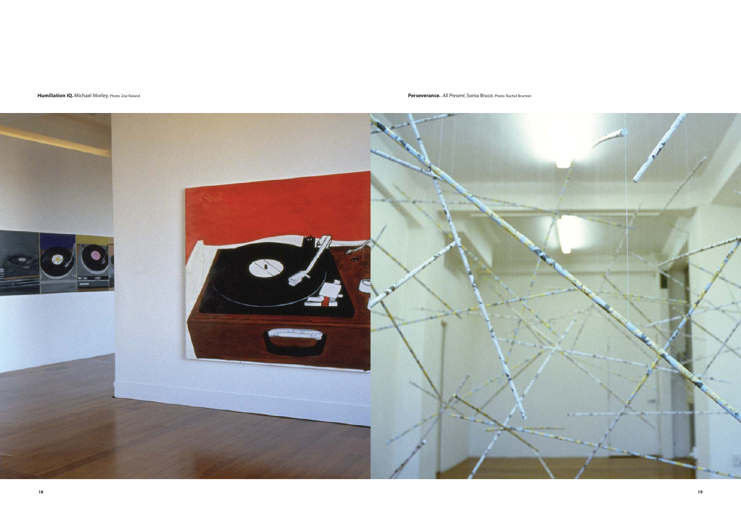**Humiliation IQ.** Michael Morley. Photo: Zoe Roland

**Perseverance.** *All Present*, Sonia Bruce. Photo: Rachel Brunton